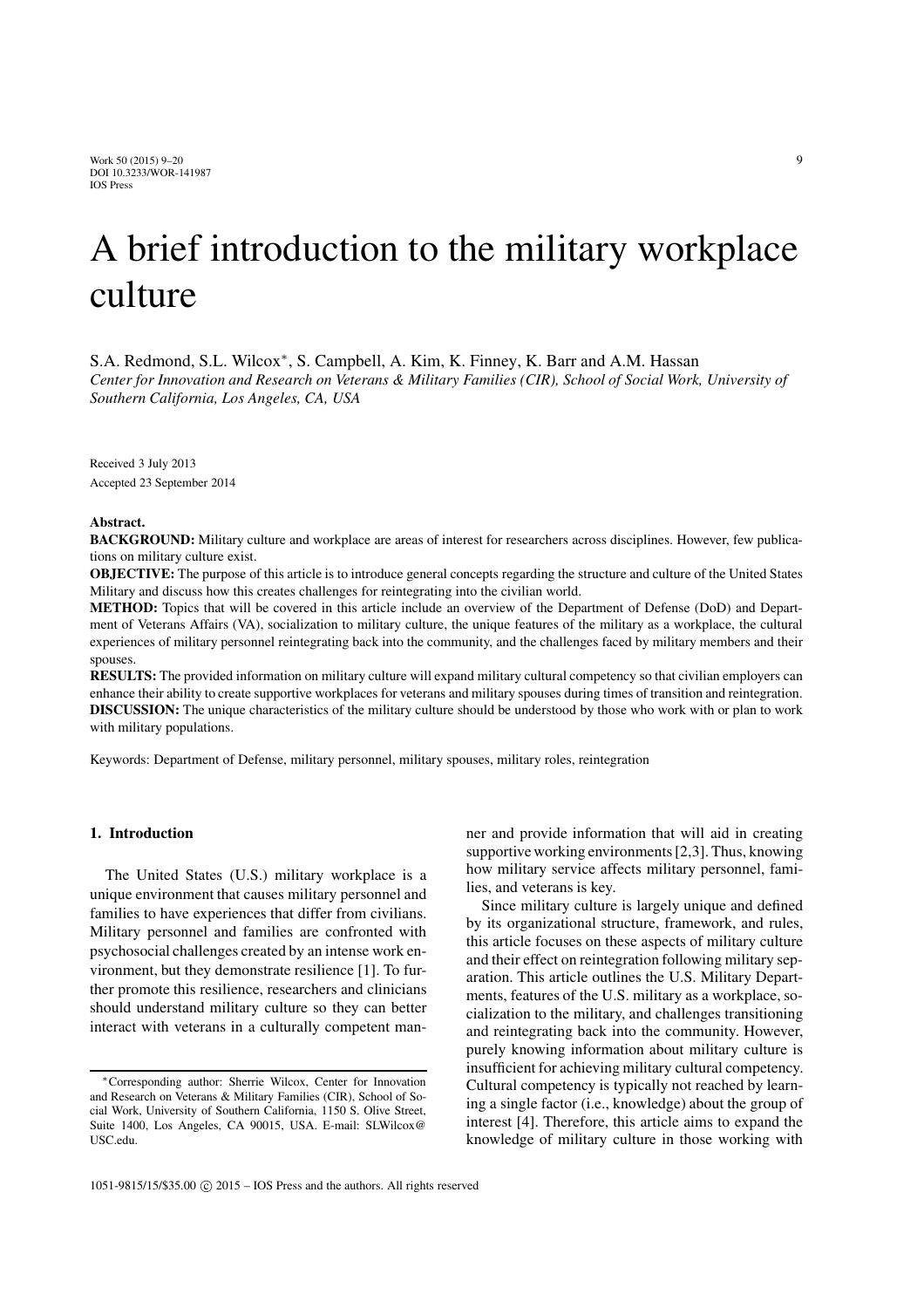# A brief introduction to the military workplace culture

S.A. Redmond, S.L. Wilcox*, S. Campbell, A. Kim, K. Finney, K. Barr and A.M. Hassan

*Center for Innovation and Research on Veterans & Military Families (CIR), School of Social Work, University of Southern California, Los Angeles, CA, USA*

Received 3 July 2013

Accepted 23 September 2014

**Abstract.**

**BACKGROUND:** Military culture and workplace are areas of interest for researchers across disciplines. However, few publications on military culture exist.

**OBJECTIVE:** The purpose of this article is to introduce general concepts regarding the structure and culture of the United States Military and discuss how this creates challenges for reintegrating into the civilian world.

**METHOD:** Topics that will be covered in this article include an overview of the Department of Defense (DoD) and Department of Veterans Affairs (VA), socialization to military culture, the unique features of the military as a workplace, the cultural experiences of military personnel reintegrating back into the community, and the challenges faced by military members and their spouses.

**RESULTS:** The provided information on military culture will expand military cultural competency so that civilian employers can enhance their ability to create supportive workplaces for veterans and military spouses during times of transition and reintegration.

**DISCUSSION:** The unique characteristics of the military culture should be understood by those who work with or plan to work with military populations.

Keywords: Department of Defense, military personnel, military spouses, military roles, reintegration

## 1. Introduction

The United States (U.S.) military workplace is a unique environment that causes military personnel and families to have experiences that differ from civilians. Military personnel and families are confronted with psychosocial challenges created by an intense work environment, but they demonstrate resilience [1]. To further promote this resilience, researchers and clinicians should understand military culture so they can better interact with veterans in a culturally competent manner and provide information that will aid in creating supportive working environments [2,3]. Thus, knowing how military service affects military personnel, families, and veterans is key.

Since military culture is largely unique and defined by its organizational structure, framework, and rules, this article focuses on these aspects of military culture and their effect on reintegration following military separation. This article outlines the U.S. Military Departments, features of the U.S. military as a workplace, socialization to the military, and challenges transitioning and reintegrating back into the community. However, purely knowing information about military culture is insufficient for achieving military cultural competency. Cultural competency is typically not reached by learning a single factor (i.e., knowledge) about the group of interest [4]. Therefore, this article aims to expand the knowledge of military culture in those working with

*Corresponding author: Sherrie Wilcox, Center for Innovation and Research on Veterans & Military Families (CIR), School of Social Work, University of Southern California, 1150 S. Olive Street, Suite 1400, Los Angeles, CA 90015, USA. E-mail: SLWilcox@USC.edu.

1051-9815/15/$35.00 © 2015 – IOS Press and the authors. All rights reserved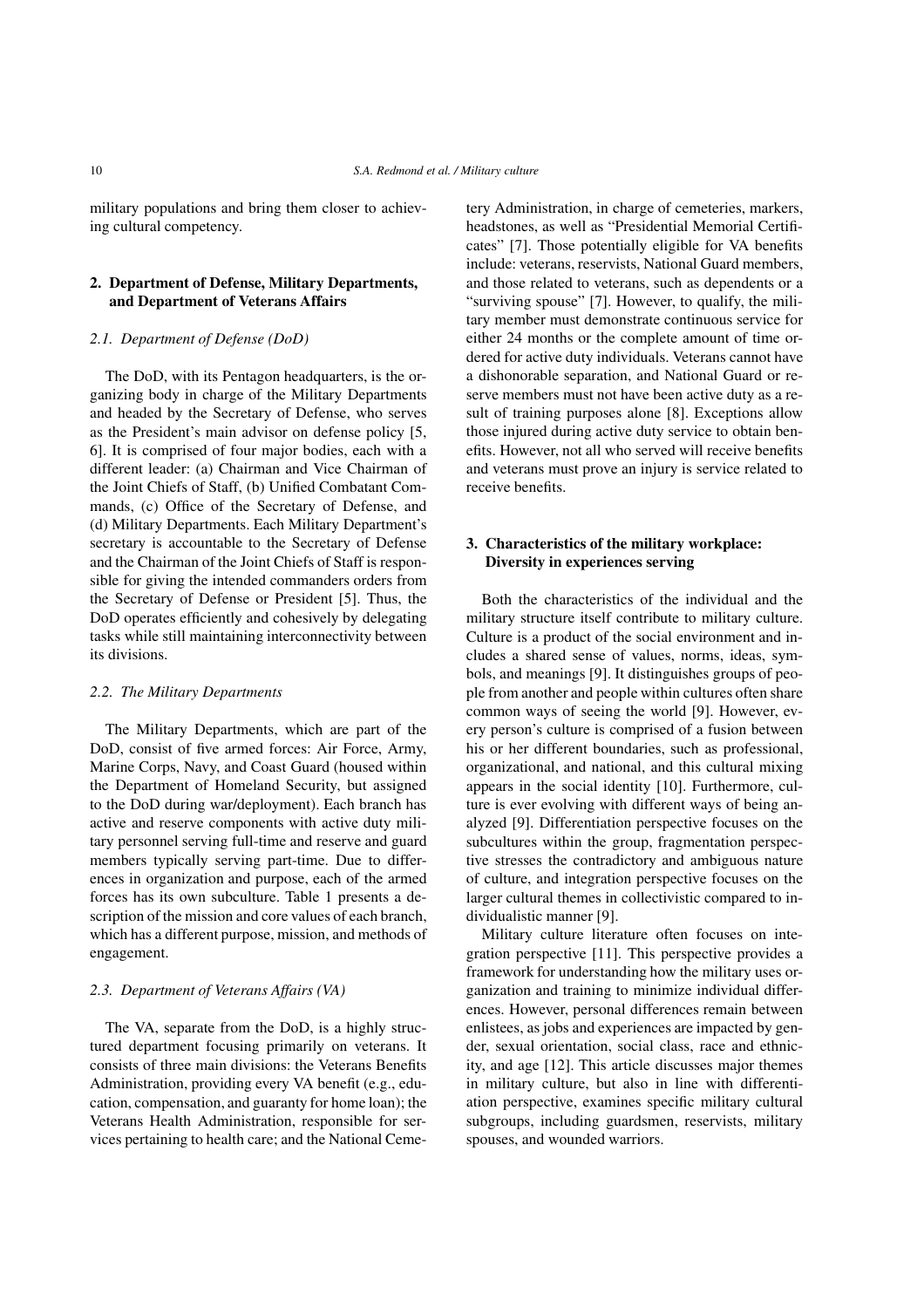military populations and bring them closer to achieving cultural competency.

## 2. Department of Defense, Military Departments, and Department of Veterans Affairs

### *2.1. Department of Defense (DoD)*

The DoD, with its Pentagon headquarters, is the organizing body in charge of the Military Departments and headed by the Secretary of Defense, who serves as the President's main advisor on defense policy [5, 6]. It is comprised of four major bodies, each with a different leader: (a) Chairman and Vice Chairman of the Joint Chiefs of Staff, (b) Unified Combatant Commands, (c) Office of the Secretary of Defense, and (d) Military Departments. Each Military Department's secretary is accountable to the Secretary of Defense and the Chairman of the Joint Chiefs of Staff is responsible for giving the intended commanders orders from the Secretary of Defense or President [5]. Thus, the DoD operates efficiently and cohesively by delegating tasks while still maintaining interconnectivity between its divisions.

### *2.2. The Military Departments*

The Military Departments, which are part of the DoD, consist of five armed forces: Air Force, Army, Marine Corps, Navy, and Coast Guard (housed within the Department of Homeland Security, but assigned to the DoD during war/deployment). Each branch has active and reserve components with active duty military personnel serving full-time and reserve and guard members typically serving part-time. Due to differences in organization and purpose, each of the armed forces has its own subculture. Table 1 presents a description of the mission and core values of each branch, which has a different purpose, mission, and methods of engagement.

### *2.3. Department of Veterans Affairs (VA)*

The VA, separate from the DoD, is a highly structured department focusing primarily on veterans. It consists of three main divisions: the Veterans Benefits Administration, providing every VA benefit (e.g., education, compensation, and guaranty for home loan); the Veterans Health Administration, responsible for services pertaining to health care; and the National Cemetery Administration, in charge of cemeteries, markers, headstones, as well as "Presidential Memorial Certificates" [7]. Those potentially eligible for VA benefits include: veterans, reservists, National Guard members, and those related to veterans, such as dependents or a "surviving spouse" [7]. However, to qualify, the military member must demonstrate continuous service for either 24 months or the complete amount of time ordered for active duty individuals. Veterans cannot have a dishonorable separation, and National Guard or reserve members must not have been active duty as a result of training purposes alone [8]. Exceptions allow those injured during active duty service to obtain benefits. However, not all who served will receive benefits and veterans must prove an injury is service related to receive benefits.

## 3. Characteristics of the military workplace: Diversity in experiences serving

Both the characteristics of the individual and the military structure itself contribute to military culture. Culture is a product of the social environment and includes a shared sense of values, norms, ideas, symbols, and meanings [9]. It distinguishes groups of people from another and people within cultures often share common ways of seeing the world [9]. However, every person's culture is comprised of a fusion between his or her different boundaries, such as professional, organizational, and national, and this cultural mixing appears in the social identity [10]. Furthermore, culture is ever evolving with different ways of being analyzed [9]. Differentiation perspective focuses on the subcultures within the group, fragmentation perspective stresses the contradictory and ambiguous nature of culture, and integration perspective focuses on the larger cultural themes in collectivistic compared to individualistic manner [9].

Military culture literature often focuses on integration perspective [11]. This perspective provides a framework for understanding how the military uses organization and training to minimize individual differences. However, personal differences remain between enlistees, as jobs and experiences are impacted by gender, sexual orientation, social class, race and ethnicity, and age [12]. This article discusses major themes in military culture, but also in line with differentiation perspective, examines specific military cultural subgroups, including guardsmen, reservists, military spouses, and wounded warriors.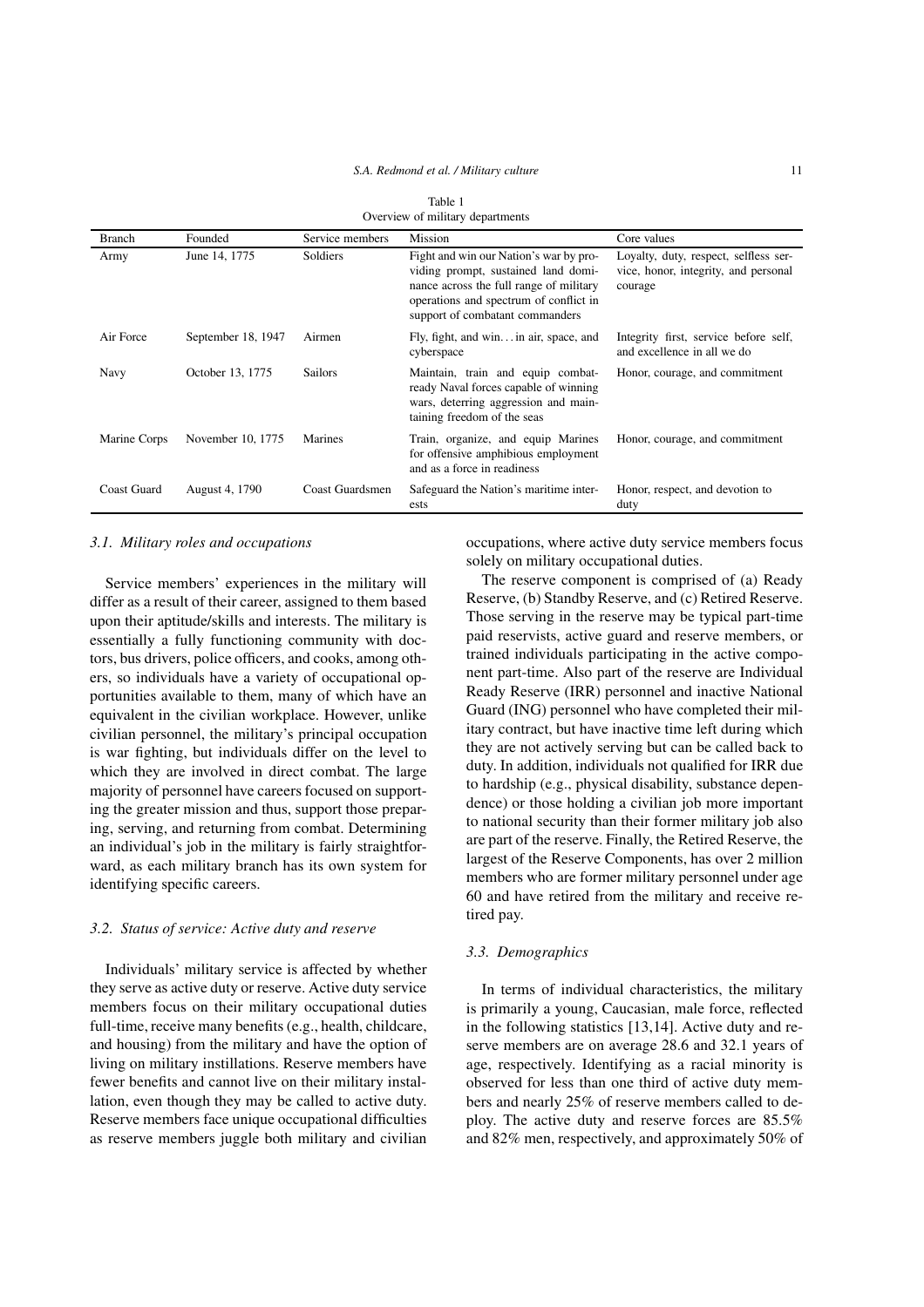Table 1
Overview of military departments

| Branch | Founded | Service members | Mission | Core values |
|---|---|---|---|---|
| Army | June 14, 1775 | Soldiers | Fight and win our Nation's war by providing prompt, sustained land dominance across the full range of military operations and spectrum of conflict in support of combatant commanders | Loyalty, duty, respect, selfless service, honor, integrity, and personal courage |
| Air Force | September 18, 1947 | Airmen | Fly, fight, and win…in air, space, and cyberspace | Integrity first, service before self, and excellence in all we do |
| Navy | October 13, 1775 | Sailors | Maintain, train and equip combat-ready Naval forces capable of winning wars, deterring aggression and maintaining freedom of the seas | Honor, courage, and commitment |
| Marine Corps | November 10, 1775 | Marines | Train, organize, and equip Marines for offensive amphibious employment and as a force in readiness | Honor, courage, and commitment |
| Coast Guard | August 4, 1790 | Coast Guardsmen | Safeguard the Nation's maritime interests | Honor, respect, and devotion to duty |

### 3.1. Military roles and occupations

Service members' experiences in the military will differ as a result of their career, assigned to them based upon their aptitude/skills and interests. The military is essentially a fully functioning community with doctors, bus drivers, police officers, and cooks, among others, so individuals have a variety of occupational opportunities available to them, many of which have an equivalent in the civilian workplace. However, unlike civilian personnel, the military's principal occupation is war fighting, but individuals differ on the level to which they are involved in direct combat. The large majority of personnel have careers focused on supporting the greater mission and thus, support those preparing, serving, and returning from combat. Determining an individual's job in the military is fairly straightforward, as each military branch has its own system for identifying specific careers.

### 3.2. Status of service: Active duty and reserve

Individuals' military service is affected by whether they serve as active duty or reserve. Active duty service members focus on their military occupational duties full-time, receive many benefits (e.g., health, childcare, and housing) from the military and have the option of living on military instillations. Reserve members have fewer benefits and cannot live on their military installation, even though they may be called to active duty. Reserve members face unique occupational difficulties as reserve members juggle both military and civilian occupations, where active duty service members focus solely on military occupational duties.

The reserve component is comprised of (a) Ready Reserve, (b) Standby Reserve, and (c) Retired Reserve. Those serving in the reserve may be typical part-time paid reservists, active guard and reserve members, or trained individuals participating in the active component part-time. Also part of the reserve are Individual Ready Reserve (IRR) personnel and inactive National Guard (ING) personnel who have completed their military contract, but have inactive time left during which they are not actively serving but can be called back to duty. In addition, individuals not qualified for IRR due to hardship (e.g., physical disability, substance dependence) or those holding a civilian job more important to national security than their former military job also are part of the reserve. Finally, the Retired Reserve, the largest of the Reserve Components, has over 2 million members who are former military personnel under age 60 and have retired from the military and receive retired pay.

### 3.3. Demographics

In terms of individual characteristics, the military is primarily a young, Caucasian, male force, reflected in the following statistics [13,14]. Active duty and reserve members are on average 28.6 and 32.1 years of age, respectively. Identifying as a racial minority is observed for less than one third of active duty members and nearly 25% of reserve members called to deploy. The active duty and reserve forces are 85.5% and 82% men, respectively, and approximately 50% of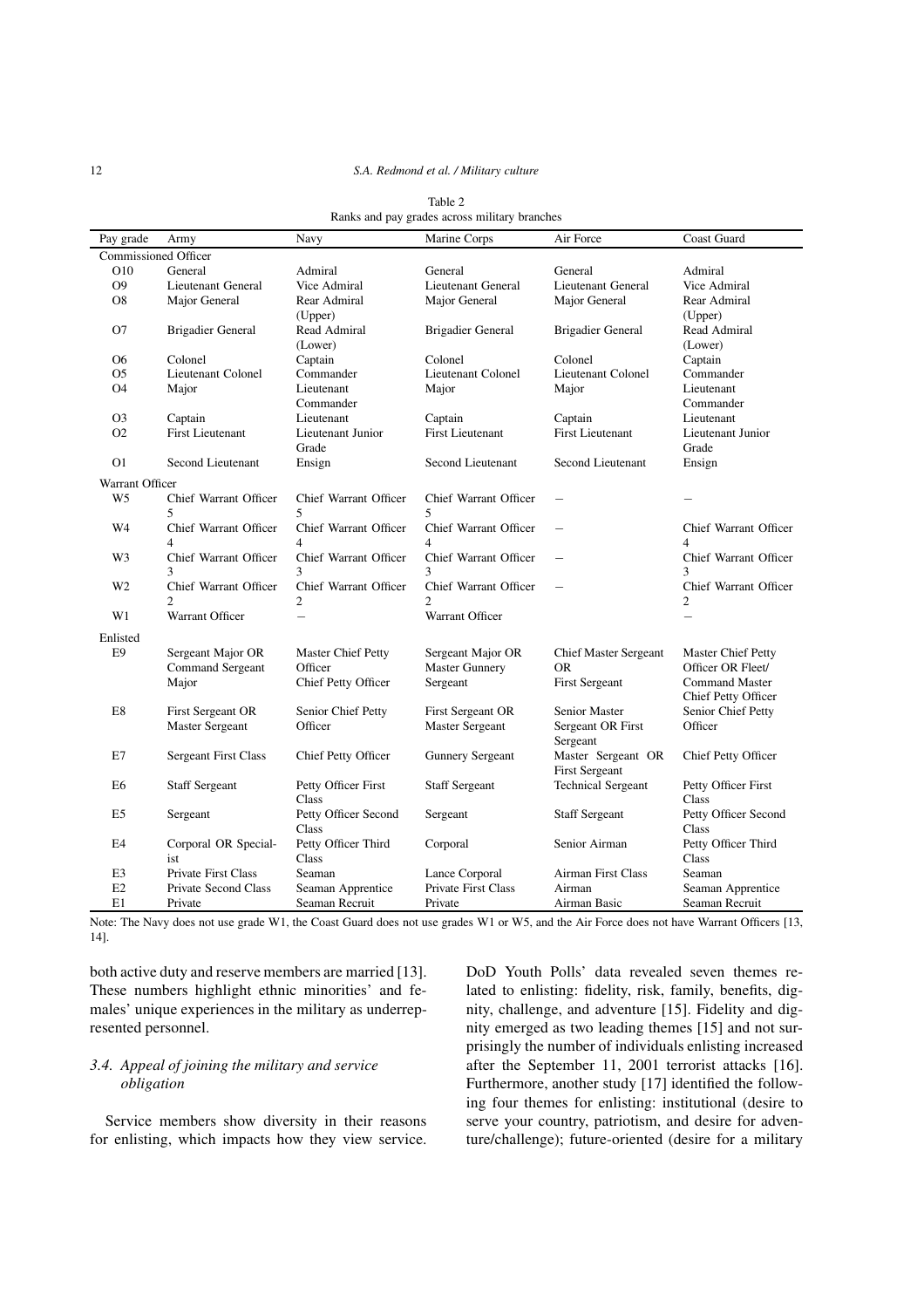Table 2

Ranks and pay grades across military branches

| Pay grade | Army | Navy | Marine Corps | Air Force | Coast Guard |
|---|---|---|---|---|---|
| Commissioned Officer | | | | | |
| O10 | General | Admiral | General | General | Admiral |
| O9 | Lieutenant General | Vice Admiral | Lieutenant General | Lieutenant General | Vice Admiral |
| O8 | Major General | Rear Admiral (Upper) | Major General | Major General | Rear Admiral (Upper) |
| O7 | Brigadier General | Read Admiral (Lower) | Brigadier General | Brigadier General | Read Admiral (Lower) |
| O6 | Colonel | Captain | Colonel | Colonel | Captain |
| O5 | Lieutenant Colonel | Commander | Lieutenant Colonel | Lieutenant Colonel | Commander |
| O4 | Major | Lieutenant Commander | Major | Major | Lieutenant Commander |
| O3 | Captain | Lieutenant | Captain | Captain | Lieutenant |
| O2 | First Lieutenant | Lieutenant Junior Grade | First Lieutenant | First Lieutenant | Lieutenant Junior Grade |
| O1 | Second Lieutenant | Ensign | Second Lieutenant | Second Lieutenant | Ensign |
| Warrant Officer | | | | | |
| W5 | Chief Warrant Officer 5 | Chief Warrant Officer 5 | Chief Warrant Officer 5 | – | – |
| W4 | Chief Warrant Officer 4 | Chief Warrant Officer 4 | Chief Warrant Officer 4 | – | Chief Warrant Officer 4 |
| W3 | Chief Warrant Officer 3 | Chief Warrant Officer 3 | Chief Warrant Officer 3 | – | Chief Warrant Officer 3 |
| W2 | Chief Warrant Officer 2 | Chief Warrant Officer 2 | Chief Warrant Officer 2 | – | Chief Warrant Officer 2 |
| W1 | Warrant Officer | – | Warrant Officer | | – |
| Enlisted | | | | | |
| E9 | Sergeant Major OR Command Sergeant Major | Master Chief Petty Officer Chief Petty Officer | Sergeant Major OR Master Gunnery Sergeant | Chief Master Sergeant OR First Sergeant | Master Chief Petty Officer OR Fleet/ Command Master Chief Petty Officer |
| E8 | First Sergeant OR Master Sergeant | Senior Chief Petty Officer | First Sergeant OR Master Sergeant | Senior Master Sergeant OR First Sergeant | Senior Chief Petty Officer |
| E7 | Sergeant First Class | Chief Petty Officer | Gunnery Sergeant | Master Sergeant OR First Sergeant | Chief Petty Officer |
| E6 | Staff Sergeant | Petty Officer First Class | Staff Sergeant | Technical Sergeant | Petty Officer First Class |
| E5 | Sergeant | Petty Officer Second Class | Sergeant | Staff Sergeant | Petty Officer Second Class |
| E4 | Corporal OR Specialist | Petty Officer Third Class | Corporal | Senior Airman | Petty Officer Third Class |
| E3 | Private First Class | Seaman | Lance Corporal | Airman First Class | Seaman |
| E2 | Private Second Class | Seaman Apprentice | Private First Class | Airman | Seaman Apprentice |
| E1 | Private | Seaman Recruit | Private | Airman Basic | Seaman Recruit |

Note: The Navy does not use grade W1, the Coast Guard does not use grades W1 or W5, and the Air Force does not have Warrant Officers [13, 14].

both active duty and reserve members are married [13]. These numbers highlight ethnic minorities' and females' unique experiences in the military as underrepresented personnel.

### 3.4. Appeal of joining the military and service obligation

Service members show diversity in their reasons for enlisting, which impacts how they view service. DoD Youth Polls' data revealed seven themes related to enlisting: fidelity, risk, family, benefits, dignity, challenge, and adventure [15]. Fidelity and dignity emerged as two leading themes [15] and not surprisingly the number of individuals enlisting increased after the September 11, 2001 terrorist attacks [16]. Furthermore, another study [17] identified the following four themes for enlisting: institutional (desire to serve your country, patriotism, and desire for adventure/challenge); future-oriented (desire for a military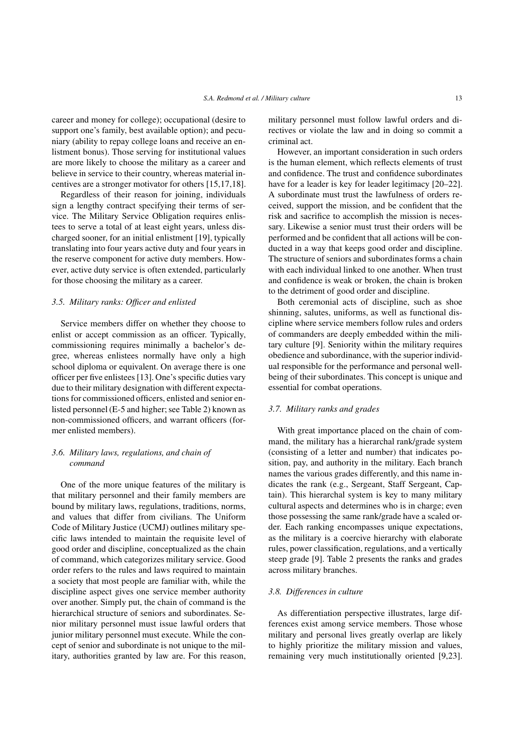career and money for college); occupational (desire to support one's family, best available option); and pecuniary (ability to repay college loans and receive an enlistment bonus). Those serving for institutional values are more likely to choose the military as a career and believe in service to their country, whereas material incentives are a stronger motivator for others [15,17,18].

Regardless of their reason for joining, individuals sign a lengthy contract specifying their terms of service. The Military Service Obligation requires enlistees to serve a total of at least eight years, unless discharged sooner, for an initial enlistment [19], typically translating into four years active duty and four years in the reserve component for active duty members. However, active duty service is often extended, particularly for those choosing the military as a career.

### *3.5. Military ranks: Officer and enlisted*

Service members differ on whether they choose to enlist or accept commission as an officer. Typically, commissioning requires minimally a bachelor's degree, whereas enlistees normally have only a high school diploma or equivalent. On average there is one officer per five enlistees [13]. One's specific duties vary due to their military designation with different expectations for commissioned officers, enlisted and senior enlisted personnel (E-5 and higher; see Table 2) known as non-commissioned officers, and warrant officers (former enlisted members).

### *3.6. Military laws, regulations, and chain of command*

One of the more unique features of the military is that military personnel and their family members are bound by military laws, regulations, traditions, norms, and values that differ from civilians. The Uniform Code of Military Justice (UCMJ) outlines military specific laws intended to maintain the requisite level of good order and discipline, conceptualized as the chain of command, which categorizes military service. Good order refers to the rules and laws required to maintain a society that most people are familiar with, while the discipline aspect gives one service member authority over another. Simply put, the chain of command is the hierarchical structure of seniors and subordinates. Senior military personnel must issue lawful orders that junior military personnel must execute. While the concept of senior and subordinate is not unique to the military, authorities granted by law are. For this reason, military personnel must follow lawful orders and directives or violate the law and in doing so commit a criminal act.

However, an important consideration in such orders is the human element, which reflects elements of trust and confidence. The trust and confidence subordinates have for a leader is key for leader legitimacy [20–22]. A subordinate must trust the lawfulness of orders received, support the mission, and be confident that the risk and sacrifice to accomplish the mission is necessary. Likewise a senior must trust their orders will be performed and be confident that all actions will be conducted in a way that keeps good order and discipline. The structure of seniors and subordinates forms a chain with each individual linked to one another. When trust and confidence is weak or broken, the chain is broken to the detriment of good order and discipline.

Both ceremonial acts of discipline, such as shoe shinning, salutes, uniforms, as well as functional discipline where service members follow rules and orders of commanders are deeply embedded within the military culture [9]. Seniority within the military requires obedience and subordinance, with the superior individual responsible for the performance and personal wellbeing of their subordinates. This concept is unique and essential for combat operations.

### *3.7. Military ranks and grades*

With great importance placed on the chain of command, the military has a hierarchal rank/grade system (consisting of a letter and number) that indicates position, pay, and authority in the military. Each branch names the various grades differently, and this name indicates the rank (e.g., Sergeant, Staff Sergeant, Captain). This hierarchal system is key to many military cultural aspects and determines who is in charge; even those possessing the same rank/grade have a scaled order. Each ranking encompasses unique expectations, as the military is a coercive hierarchy with elaborate rules, power classification, regulations, and a vertically steep grade [9]. Table 2 presents the ranks and grades across military branches.

### *3.8. Differences in culture*

As differentiation perspective illustrates, large differences exist among service members. Those whose military and personal lives greatly overlap are likely to highly prioritize the military mission and values, remaining very much institutionally oriented [9,23].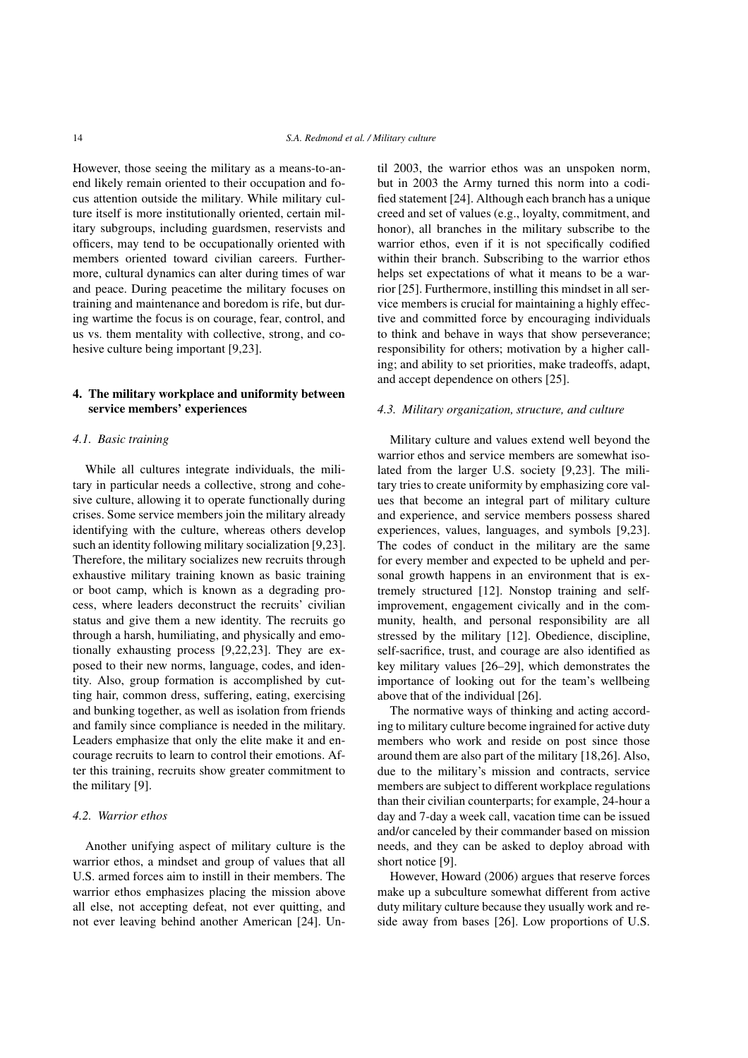However, those seeing the military as a means-to-an-end likely remain oriented to their occupation and focus attention outside the military. While military culture itself is more institutionally oriented, certain military subgroups, including guardsmen, reservists and officers, may tend to be occupationally oriented with members oriented toward civilian careers. Furthermore, cultural dynamics can alter during times of war and peace. During peacetime the military focuses on training and maintenance and boredom is rife, but during wartime the focus is on courage, fear, control, and us vs. them mentality with collective, strong, and cohesive culture being important [9,23].

## 4. The military workplace and uniformity between service members' experiences

### 4.1. Basic training

While all cultures integrate individuals, the military in particular needs a collective, strong and cohesive culture, allowing it to operate functionally during crises. Some service members join the military already identifying with the culture, whereas others develop such an identity following military socialization [9,23]. Therefore, the military socializes new recruits through exhaustive military training known as basic training or boot camp, which is known as a degrading process, where leaders deconstruct the recruits' civilian status and give them a new identity. The recruits go through a harsh, humiliating, and physically and emotionally exhausting process [9,22,23]. They are exposed to their new norms, language, codes, and identity. Also, group formation is accomplished by cutting hair, common dress, suffering, eating, exercising and bunking together, as well as isolation from friends and family since compliance is needed in the military. Leaders emphasize that only the elite make it and encourage recruits to learn to control their emotions. After this training, recruits show greater commitment to the military [9].

### 4.2. Warrior ethos

Another unifying aspect of military culture is the warrior ethos, a mindset and group of values that all U.S. armed forces aim to instill in their members. The warrior ethos emphasizes placing the mission above all else, not accepting defeat, not ever quitting, and not ever leaving behind another American [24]. Until 2003, the warrior ethos was an unspoken norm, but in 2003 the Army turned this norm into a codified statement [24]. Although each branch has a unique creed and set of values (e.g., loyalty, commitment, and honor), all branches in the military subscribe to the warrior ethos, even if it is not specifically codified within their branch. Subscribing to the warrior ethos helps set expectations of what it means to be a warrior [25]. Furthermore, instilling this mindset in all service members is crucial for maintaining a highly effective and committed force by encouraging individuals to think and behave in ways that show perseverance; responsibility for others; motivation by a higher calling; and ability to set priorities, make tradeoffs, adapt, and accept dependence on others [25].

### 4.3. Military organization, structure, and culture

Military culture and values extend well beyond the warrior ethos and service members are somewhat isolated from the larger U.S. society [9,23]. The military tries to create uniformity by emphasizing core values that become an integral part of military culture and experience, and service members possess shared experiences, values, languages, and symbols [9,23]. The codes of conduct in the military are the same for every member and expected to be upheld and personal growth happens in an environment that is extremely structured [12]. Nonstop training and self-improvement, engagement civically and in the community, health, and personal responsibility are all stressed by the military [12]. Obedience, discipline, self-sacrifice, trust, and courage are also identified as key military values [26–29], which demonstrates the importance of looking out for the team's wellbeing above that of the individual [26].

The normative ways of thinking and acting according to military culture become ingrained for active duty members who work and reside on post since those around them are also part of the military [18,26]. Also, due to the military's mission and contracts, service members are subject to different workplace regulations than their civilian counterparts; for example, 24-hour a day and 7-day a week call, vacation time can be issued and/or canceled by their commander based on mission needs, and they can be asked to deploy abroad with short notice [9].

However, Howard (2006) argues that reserve forces make up a subculture somewhat different from active duty military culture because they usually work and reside away from bases [26]. Low proportions of U.S.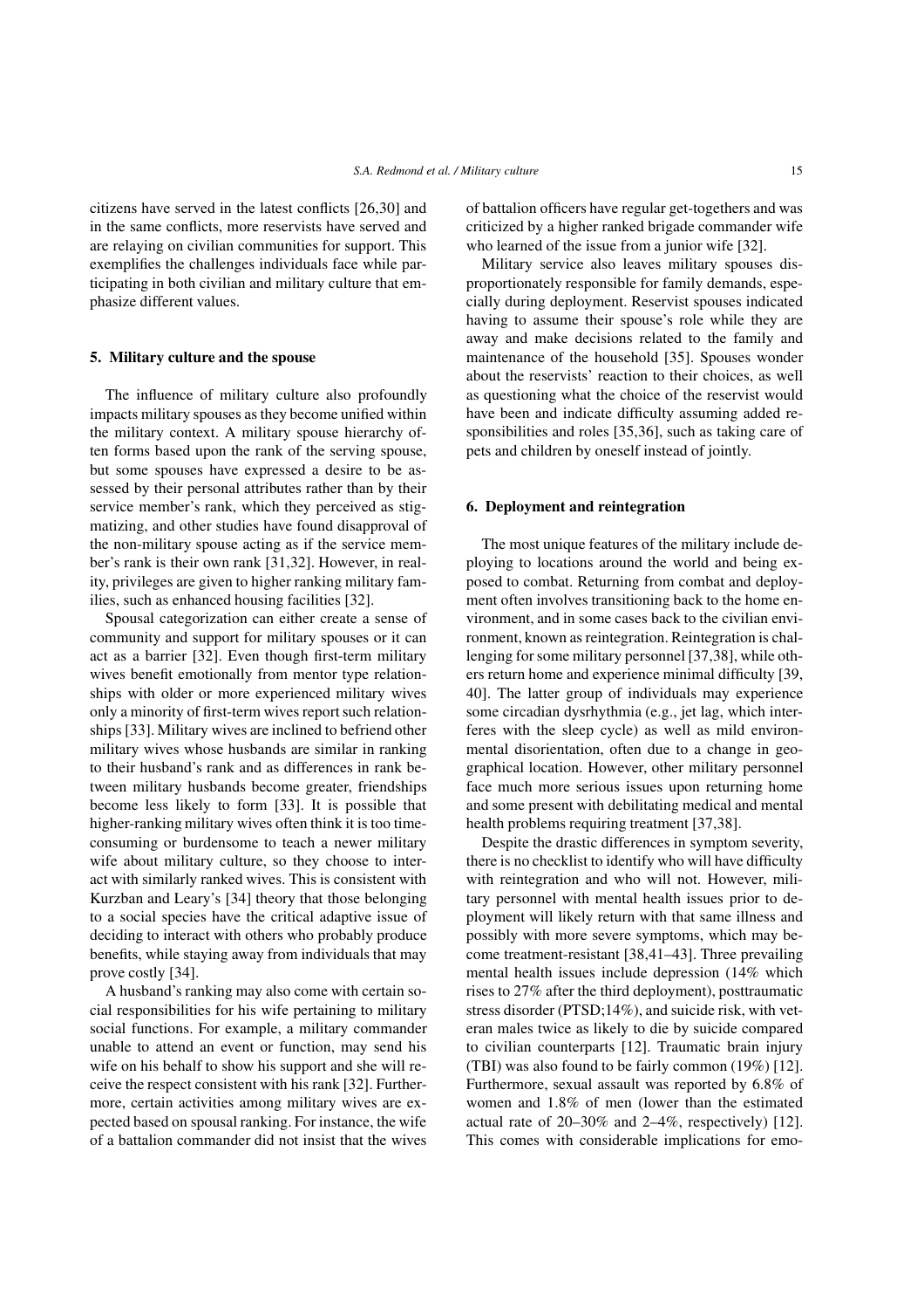citizens have served in the latest conflicts [26,30] and in the same conflicts, more reservists have served and are relaying on civilian communities for support. This exemplifies the challenges individuals face while participating in both civilian and military culture that emphasize different values.

## 5. Military culture and the spouse

The influence of military culture also profoundly impacts military spouses as they become unified within the military context. A military spouse hierarchy often forms based upon the rank of the serving spouse, but some spouses have expressed a desire to be assessed by their personal attributes rather than by their service member's rank, which they perceived as stigmatizing, and other studies have found disapproval of the non-military spouse acting as if the service member's rank is their own rank [31,32]. However, in reality, privileges are given to higher ranking military families, such as enhanced housing facilities [32].

Spousal categorization can either create a sense of community and support for military spouses or it can act as a barrier [32]. Even though first-term military wives benefit emotionally from mentor type relationships with older or more experienced military wives only a minority of first-term wives report such relationships [33]. Military wives are inclined to befriend other military wives whose husbands are similar in ranking to their husband's rank and as differences in rank between military husbands become greater, friendships become less likely to form [33]. It is possible that higher-ranking military wives often think it is too time-consuming or burdensome to teach a newer military wife about military culture, so they choose to interact with similarly ranked wives. This is consistent with Kurzban and Leary's [34] theory that those belonging to a social species have the critical adaptive issue of deciding to interact with others who probably produce benefits, while staying away from individuals that may prove costly [34].

A husband's ranking may also come with certain social responsibilities for his wife pertaining to military social functions. For example, a military commander unable to attend an event or function, may send his wife on his behalf to show his support and she will receive the respect consistent with his rank [32]. Furthermore, certain activities among military wives are expected based on spousal ranking. For instance, the wife of a battalion commander did not insist that the wives of battalion officers have regular get-togethers and was criticized by a higher ranked brigade commander wife who learned of the issue from a junior wife [32].

Military service also leaves military spouses disproportionately responsible for family demands, especially during deployment. Reservist spouses indicated having to assume their spouse's role while they are away and make decisions related to the family and maintenance of the household [35]. Spouses wonder about the reservists' reaction to their choices, as well as questioning what the choice of the reservist would have been and indicate difficulty assuming added responsibilities and roles [35,36], such as taking care of pets and children by oneself instead of jointly.

## 6. Deployment and reintegration

The most unique features of the military include deploying to locations around the world and being exposed to combat. Returning from combat and deployment often involves transitioning back to the home environment, and in some cases back to the civilian environment, known as reintegration. Reintegration is challenging for some military personnel [37,38], while others return home and experience minimal difficulty [39, 40]. The latter group of individuals may experience some circadian dysrhythmia (e.g., jet lag, which interferes with the sleep cycle) as well as mild environmental disorientation, often due to a change in geographical location. However, other military personnel face much more serious issues upon returning home and some present with debilitating medical and mental health problems requiring treatment [37,38].

Despite the drastic differences in symptom severity, there is no checklist to identify who will have difficulty with reintegration and who will not. However, military personnel with mental health issues prior to deployment will likely return with that same illness and possibly with more severe symptoms, which may become treatment-resistant [38,41–43]. Three prevailing mental health issues include depression (14% which rises to 27% after the third deployment), posttraumatic stress disorder (PTSD;14%), and suicide risk, with veteran males twice as likely to die by suicide compared to civilian counterparts [12]. Traumatic brain injury (TBI) was also found to be fairly common (19%) [12]. Furthermore, sexual assault was reported by 6.8% of women and 1.8% of men (lower than the estimated actual rate of 20–30% and 2–4%, respectively) [12]. This comes with considerable implications for emo-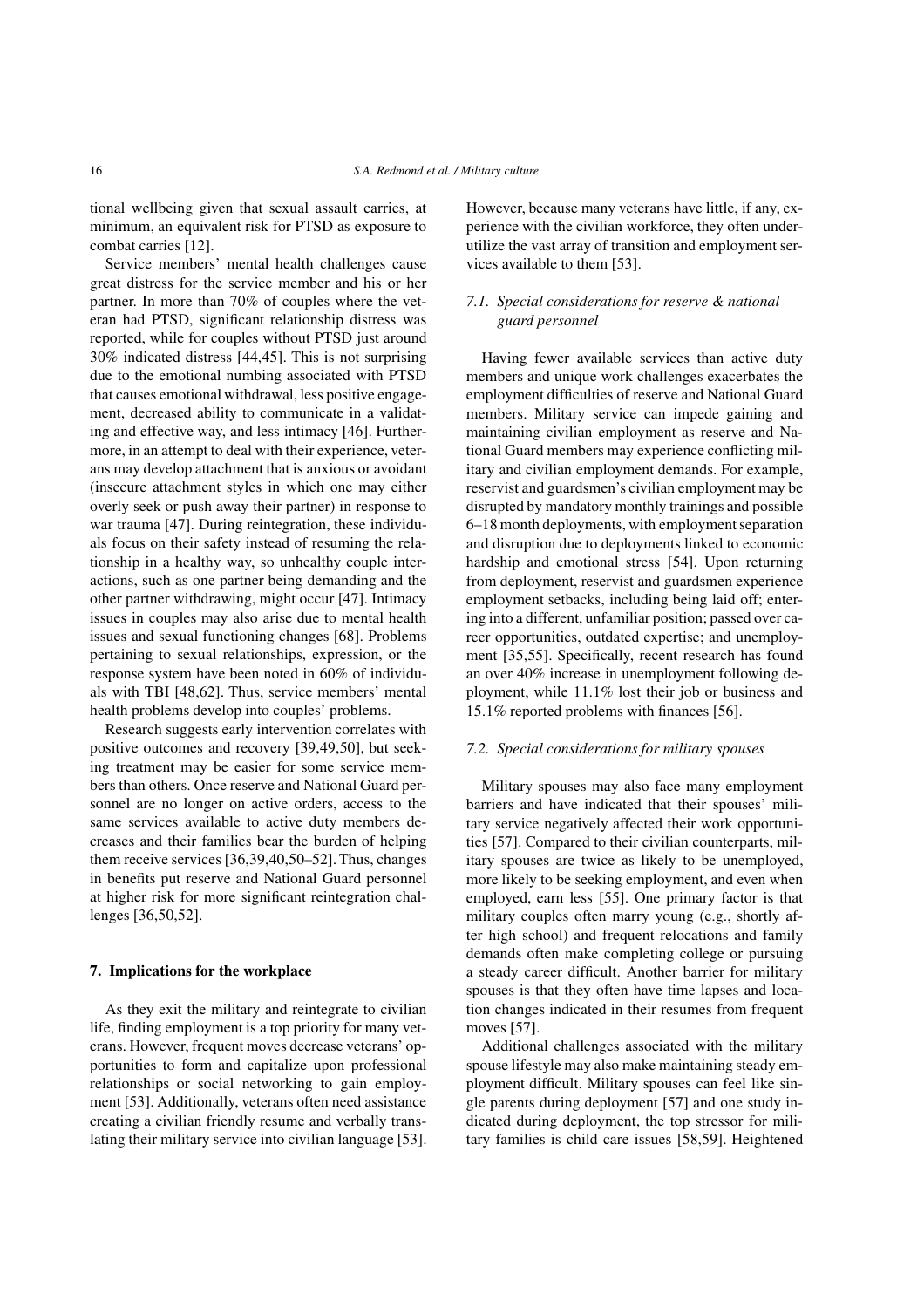tional wellbeing given that sexual assault carries, at minimum, an equivalent risk for PTSD as exposure to combat carries [12].

Service members' mental health challenges cause great distress for the service member and his or her partner. In more than 70% of couples where the veteran had PTSD, significant relationship distress was reported, while for couples without PTSD just around 30% indicated distress [44,45]. This is not surprising due to the emotional numbing associated with PTSD that causes emotional withdrawal, less positive engagement, decreased ability to communicate in a validating and effective way, and less intimacy [46]. Furthermore, in an attempt to deal with their experience, veterans may develop attachment that is anxious or avoidant (insecure attachment styles in which one may either overly seek or push away their partner) in response to war trauma [47]. During reintegration, these individuals focus on their safety instead of resuming the relationship in a healthy way, so unhealthy couple interactions, such as one partner being demanding and the other partner withdrawing, might occur [47]. Intimacy issues in couples may also arise due to mental health issues and sexual functioning changes [68]. Problems pertaining to sexual relationships, expression, or the response system have been noted in 60% of individuals with TBI [48,62]. Thus, service members' mental health problems develop into couples' problems.

Research suggests early intervention correlates with positive outcomes and recovery [39,49,50], but seeking treatment may be easier for some service members than others. Once reserve and National Guard personnel are no longer on active orders, access to the same services available to active duty members decreases and their families bear the burden of helping them receive services [36,39,40,50–52]. Thus, changes in benefits put reserve and National Guard personnel at higher risk for more significant reintegration challenges [36,50,52].

## 7. Implications for the workplace

As they exit the military and reintegrate to civilian life, finding employment is a top priority for many veterans. However, frequent moves decrease veterans' opportunities to form and capitalize upon professional relationships or social networking to gain employment [53]. Additionally, veterans often need assistance creating a civilian friendly resume and verbally translating their military service into civilian language [53]. However, because many veterans have little, if any, experience with the civilian workforce, they often underutilize the vast array of transition and employment services available to them [53].

### *7.1. Special considerations for reserve & national guard personnel*

Having fewer available services than active duty members and unique work challenges exacerbates the employment difficulties of reserve and National Guard members. Military service can impede gaining and maintaining civilian employment as reserve and National Guard members may experience conflicting military and civilian employment demands. For example, reservist and guardsmen's civilian employment may be disrupted by mandatory monthly trainings and possible 6–18 month deployments, with employment separation and disruption due to deployments linked to economic hardship and emotional stress [54]. Upon returning from deployment, reservist and guardsmen experience employment setbacks, including being laid off; entering into a different, unfamiliar position; passed over career opportunities, outdated expertise; and unemployment [35,55]. Specifically, recent research has found an over 40% increase in unemployment following deployment, while 11.1% lost their job or business and 15.1% reported problems with finances [56].

### *7.2. Special considerations for military spouses*

Military spouses may also face many employment barriers and have indicated that their spouses' military service negatively affected their work opportunities [57]. Compared to their civilian counterparts, military spouses are twice as likely to be unemployed, more likely to be seeking employment, and even when employed, earn less [55]. One primary factor is that military couples often marry young (e.g., shortly after high school) and frequent relocations and family demands often make completing college or pursuing a steady career difficult. Another barrier for military spouses is that they often have time lapses and location changes indicated in their resumes from frequent moves [57].

Additional challenges associated with the military spouse lifestyle may also make maintaining steady employment difficult. Military spouses can feel like single parents during deployment [57] and one study indicated during deployment, the top stressor for military families is child care issues [58,59]. Heightened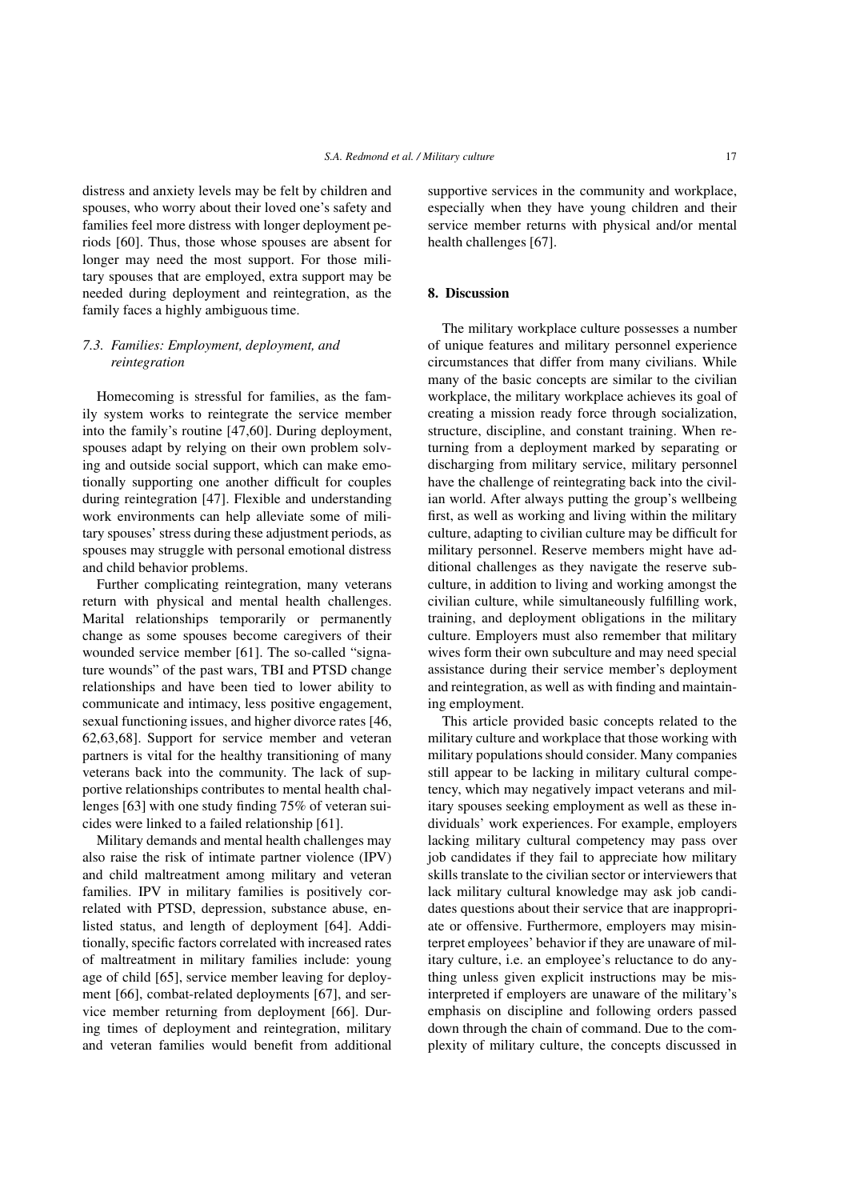distress and anxiety levels may be felt by children and spouses, who worry about their loved one's safety and families feel more distress with longer deployment periods [60]. Thus, those whose spouses are absent for longer may need the most support. For those military spouses that are employed, extra support may be needed during deployment and reintegration, as the family faces a highly ambiguous time.

### *7.3. Families: Employment, deployment, and reintegration*

Homecoming is stressful for families, as the family system works to reintegrate the service member into the family's routine [47,60]. During deployment, spouses adapt by relying on their own problem solving and outside social support, which can make emotionally supporting one another difficult for couples during reintegration [47]. Flexible and understanding work environments can help alleviate some of military spouses' stress during these adjustment periods, as spouses may struggle with personal emotional distress and child behavior problems.

Further complicating reintegration, many veterans return with physical and mental health challenges. Marital relationships temporarily or permanently change as some spouses become caregivers of their wounded service member [61]. The so-called "signature wounds" of the past wars, TBI and PTSD change relationships and have been tied to lower ability to communicate and intimacy, less positive engagement, sexual functioning issues, and higher divorce rates [46, 62,63,68]. Support for service member and veteran partners is vital for the healthy transitioning of many veterans back into the community. The lack of supportive relationships contributes to mental health challenges [63] with one study finding 75% of veteran suicides were linked to a failed relationship [61].

Military demands and mental health challenges may also raise the risk of intimate partner violence (IPV) and child maltreatment among military and veteran families. IPV in military families is positively correlated with PTSD, depression, substance abuse, enlisted status, and length of deployment [64]. Additionally, specific factors correlated with increased rates of maltreatment in military families include: young age of child [65], service member leaving for deployment [66], combat-related deployments [67], and service member returning from deployment [66]. During times of deployment and reintegration, military and veteran families would benefit from additional supportive services in the community and workplace, especially when they have young children and their service member returns with physical and/or mental health challenges [67].

## 8. Discussion

The military workplace culture possesses a number of unique features and military personnel experience circumstances that differ from many civilians. While many of the basic concepts are similar to the civilian workplace, the military workplace achieves its goal of creating a mission ready force through socialization, structure, discipline, and constant training. When returning from a deployment marked by separating or discharging from military service, military personnel have the challenge of reintegrating back into the civilian world. After always putting the group's wellbeing first, as well as working and living within the military culture, adapting to civilian culture may be difficult for military personnel. Reserve members might have additional challenges as they navigate the reserve subculture, in addition to living and working amongst the civilian culture, while simultaneously fulfilling work, training, and deployment obligations in the military culture. Employers must also remember that military wives form their own subculture and may need special assistance during their service member's deployment and reintegration, as well as with finding and maintaining employment.

This article provided basic concepts related to the military culture and workplace that those working with military populations should consider. Many companies still appear to be lacking in military cultural competency, which may negatively impact veterans and military spouses seeking employment as well as these individuals' work experiences. For example, employers lacking military cultural competency may pass over job candidates if they fail to appreciate how military skills translate to the civilian sector or interviewers that lack military cultural knowledge may ask job candidates questions about their service that are inappropriate or offensive. Furthermore, employers may misinterpret employees' behavior if they are unaware of military culture, i.e. an employee's reluctance to do anything unless given explicit instructions may be misinterpreted if employers are unaware of the military's emphasis on discipline and following orders passed down through the chain of command. Due to the complexity of military culture, the concepts discussed in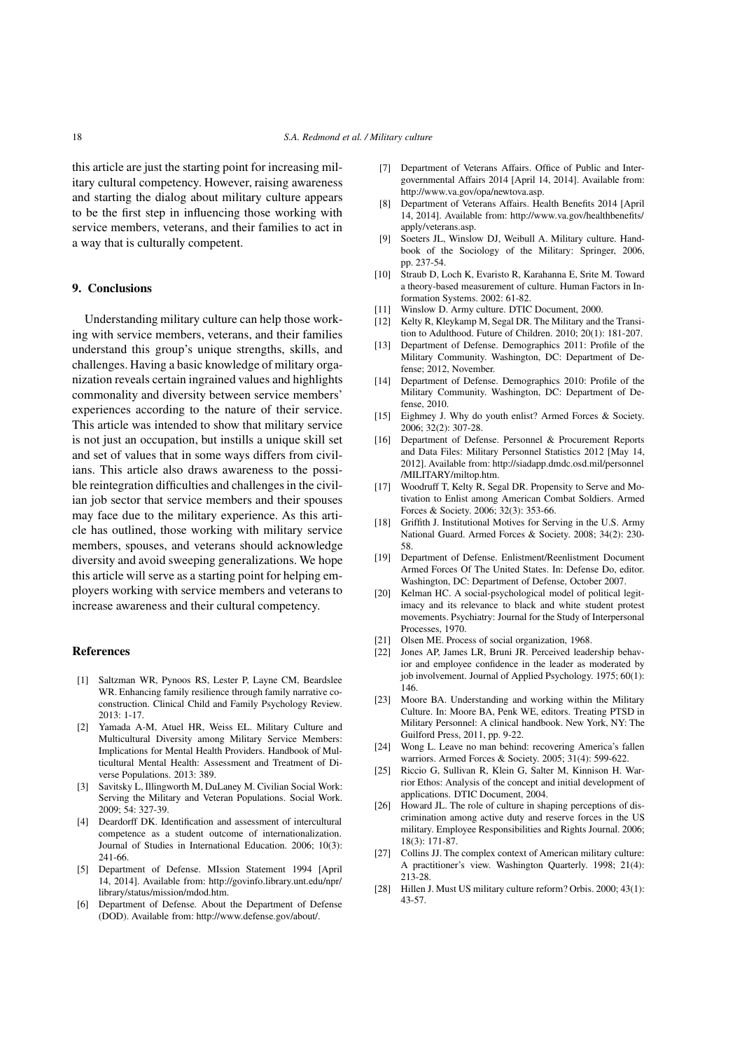this article are just the starting point for increasing military cultural competency. However, raising awareness and starting the dialog about military culture appears to be the first step in influencing those working with service members, veterans, and their families to act in a way that is culturally competent.

## 9. Conclusions

Understanding military culture can help those working with service members, veterans, and their families understand this group's unique strengths, skills, and challenges. Having a basic knowledge of military organization reveals certain ingrained values and highlights commonality and diversity between service members' experiences according to the nature of their service. This article was intended to show that military service is not just an occupation, but instills a unique skill set and set of values that in some ways differs from civilians. This article also draws awareness to the possible reintegration difficulties and challenges in the civilian job sector that service members and their spouses may face due to the military experience. As this article has outlined, those working with military service members, spouses, and veterans should acknowledge diversity and avoid sweeping generalizations. We hope this article will serve as a starting point for helping employers working with service members and veterans to increase awareness and their cultural competency.

## References

[1] Saltzman WR, Pynoos RS, Lester P, Layne CM, Beardslee WR. Enhancing family resilience through family narrative co-construction. Clinical Child and Family Psychology Review. 2013: 1-17.

[2] Yamada A-M, Atuel HR, Weiss EL. Military Culture and Multicultural Diversity among Military Service Members: Implications for Mental Health Providers. Handbook of Multicultural Mental Health: Assessment and Treatment of Diverse Populations. 2013: 389.

[3] Savitsky L, Illingworth M, DuLaney M. Civilian Social Work: Serving the Military and Veteran Populations. Social Work. 2009; 54: 327-39.

[4] Deardorff DK. Identification and assessment of intercultural competence as a student outcome of internationalization. Journal of Studies in International Education. 2006; 10(3): 241-66.

[5] Department of Defense. MIssion Statement 1994 [April 14, 2014]. Available from: http://govinfo.library.unt.edu/npr/library/status/mission/mdod.htm.

[6] Department of Defense. About the Department of Defense (DOD). Available from: http://www.defense.gov/about/.

[7] Department of Veterans Affairs. Office of Public and Intergovernmental Affairs 2014 [April 14, 2014]. Available from: http://www.va.gov/opa/newtova.asp.

[8] Department of Veterans Affairs. Health Benefits 2014 [April 14, 2014]. Available from: http://www.va.gov/healthbenefits/apply/veterans.asp.

[9] Soeters JL, Winslow DJ, Weibull A. Military culture. Handbook of the Sociology of the Military: Springer, 2006, pp. 237-54.

[10] Straub D, Loch K, Evaristo R, Karahanna E, Srite M. Toward a theory-based measurement of culture. Human Factors in Information Systems. 2002: 61-82.

[11] Winslow D. Army culture. DTIC Document, 2000.

[12] Kelty R, Kleykamp M, Segal DR. The Military and the Transition to Adulthood. Future of Children. 2010; 20(1): 181-207.

[13] Department of Defense. Demographics 2011: Profile of the Military Community. Washington, DC: Department of Defense; 2012, November.

[14] Department of Defense. Demographics 2010: Profile of the Military Community. Washington, DC: Department of Defense, 2010.

[15] Eighmey J. Why do youth enlist? Armed Forces & Society. 2006; 32(2): 307-28.

[16] Department of Defense. Personnel & Procurement Reports and Data Files: Military Personnel Statistics 2012 [May 14, 2012]. Available from: http://siadapp.dmdc.osd.mil/personnel/MILITARY/miltop.htm.

[17] Woodruff T, Kelty R, Segal DR. Propensity to Serve and Motivation to Enlist among American Combat Soldiers. Armed Forces & Society. 2006; 32(3): 353-66.

[18] Griffith J. Institutional Motives for Serving in the U.S. Army National Guard. Armed Forces & Society. 2008; 34(2): 230-58.

[19] Department of Defense. Enlistment/Reenlistment Document Armed Forces Of The United States. In: Defense Do, editor. Washington, DC: Department of Defense, October 2007.

[20] Kelman HC. A social-psychological model of political legitimacy and its relevance to black and white student protest movements. Psychiatry: Journal for the Study of Interpersonal Processes, 1970.

[21] Olsen ME. Process of social organization, 1968.

[22] Jones AP, James LR, Bruni JR. Perceived leadership behavior and employee confidence in the leader as moderated by job involvement. Journal of Applied Psychology. 1975; 60(1): 146.

[23] Moore BA. Understanding and working within the Military Culture. In: Moore BA, Penk WE, editors. Treating PTSD in Military Personnel: A clinical handbook. New York, NY: The Guilford Press, 2011, pp. 9-22.

[24] Wong L. Leave no man behind: recovering America's fallen warriors. Armed Forces & Society. 2005; 31(4): 599-622.

[25] Riccio G, Sullivan R, Klein G, Salter M, Kinnison H. Warrior Ethos: Analysis of the concept and initial development of applications. DTIC Document, 2004.

[26] Howard JL. The role of culture in shaping perceptions of discrimination among active duty and reserve forces in the US military. Employee Responsibilities and Rights Journal. 2006; 18(3): 171-87.

[27] Collins JJ. The complex context of American military culture: A practitioner's view. Washington Quarterly. 1998; 21(4): 213-28.

[28] Hillen J. Must US military culture reform? Orbis. 2000; 43(1): 43-57.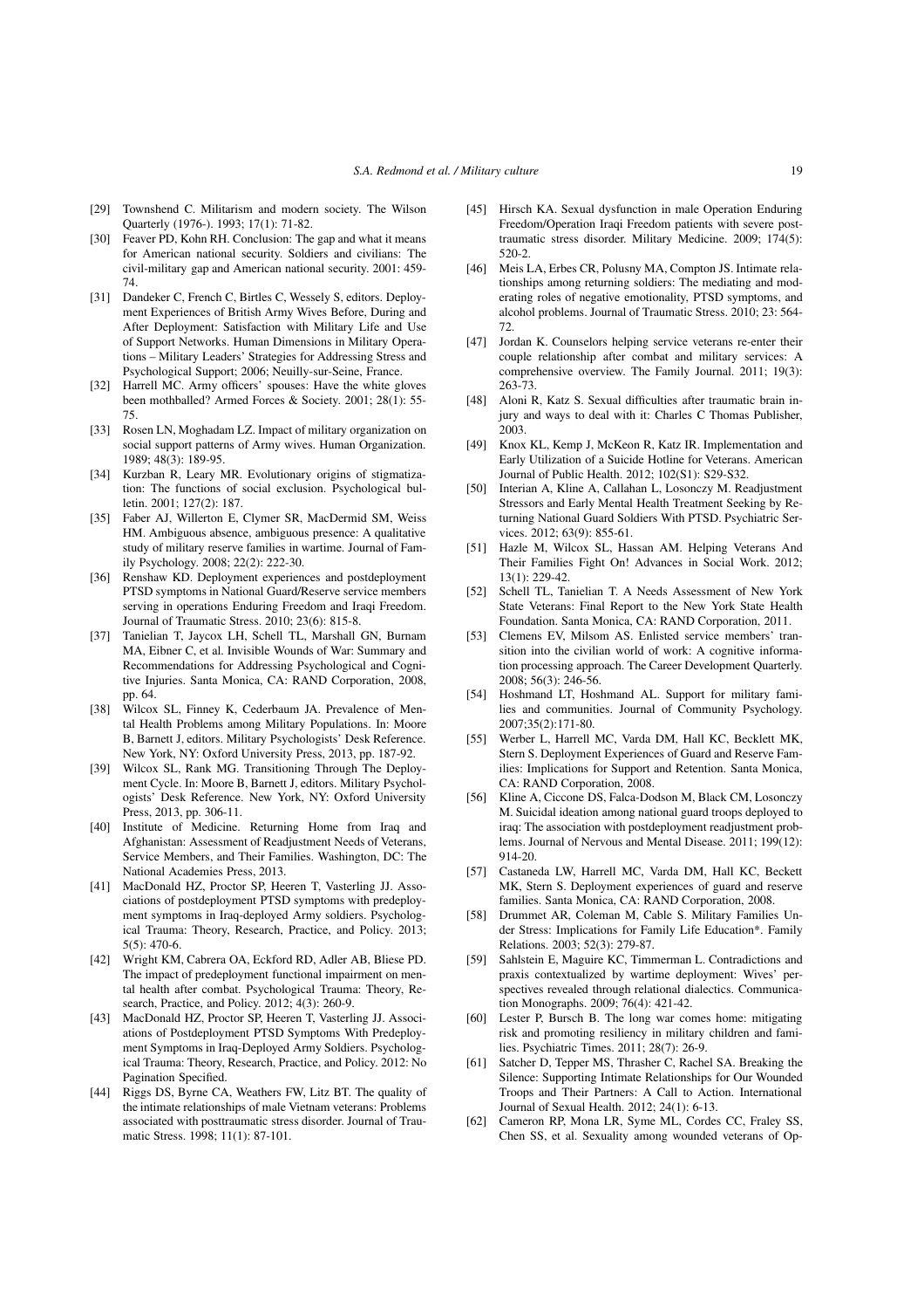[29] Townshend C. Militarism and modern society. The Wilson Quarterly (1976-). 1993; 17(1): 71-82.

[30] Feaver PD, Kohn RH. Conclusion: The gap and what it means for American national security. Soldiers and civilians: The civil-military gap and American national security. 2001: 459-74.

[31] Dandeker C, French C, Birtles C, Wessely S, editors. Deployment Experiences of British Army Wives Before, During and After Deployment: Satisfaction with Military Life and Use of Support Networks. Human Dimensions in Military Operations – Military Leaders' Strategies for Addressing Stress and Psychological Support; 2006; Neuilly-sur-Seine, France.

[32] Harrell MC. Army officers' spouses: Have the white gloves been mothballed? Armed Forces & Society. 2001; 28(1): 55-75.

[33] Rosen LN, Moghadam LZ. Impact of military organization on social support patterns of Army wives. Human Organization. 1989; 48(3): 189-95.

[34] Kurzban R, Leary MR. Evolutionary origins of stigmatization: The functions of social exclusion. Psychological bulletin. 2001; 127(2): 187.

[35] Faber AJ, Willerton E, Clymer SR, MacDermid SM, Weiss HM. Ambiguous absence, ambiguous presence: A qualitative study of military reserve families in wartime. Journal of Family Psychology. 2008; 22(2): 222-30.

[36] Renshaw KD. Deployment experiences and postdeployment PTSD symptoms in National Guard/Reserve service members serving in operations Enduring Freedom and Iraqi Freedom. Journal of Traumatic Stress. 2010; 23(6): 815-8.

[37] Tanielian T, Jaycox LH, Schell TL, Marshall GN, Burnam MA, Eibner C, et al. Invisible Wounds of War: Summary and Recommendations for Addressing Psychological and Cognitive Injuries. Santa Monica, CA: RAND Corporation, 2008, pp. 64.

[38] Wilcox SL, Finney K, Cederbaum JA. Prevalence of Mental Health Problems among Military Populations. In: Moore B, Barnett J, editors. Military Psychologists' Desk Reference. New York, NY: Oxford University Press, 2013, pp. 187-92.

[39] Wilcox SL, Rank MG. Transitioning Through The Deployment Cycle. In: Moore B, Barnett J, editors. Military Psychologists' Desk Reference. New York, NY: Oxford University Press, 2013, pp. 306-11.

[40] Institute of Medicine. Returning Home from Iraq and Afghanistan: Assessment of Readjustment Needs of Veterans, Service Members, and Their Families. Washington, DC: The National Academies Press, 2013.

[41] MacDonald HZ, Proctor SP, Heeren T, Vasterling JJ. Associations of postdeployment PTSD symptoms with predeployment symptoms in Iraq-deployed Army soldiers. Psychological Trauma: Theory, Research, Practice, and Policy. 2013; 5(5): 470-6.

[42] Wright KM, Cabrera OA, Eckford RD, Adler AB, Bliese PD. The impact of predeployment functional impairment on mental health after combat. Psychological Trauma: Theory, Research, Practice, and Policy. 2012; 4(3): 260-9.

[43] MacDonald HZ, Proctor SP, Heeren T, Vasterling JJ. Associations of Postdeployment PTSD Symptoms With Predeployment Symptoms in Iraq-Deployed Army Soldiers. Psychological Trauma: Theory, Research, Practice, and Policy. 2012: No Pagination Specified.

[44] Riggs DS, Byrne CA, Weathers FW, Litz BT. The quality of the intimate relationships of male Vietnam veterans: Problems associated with posttraumatic stress disorder. Journal of Traumatic Stress. 1998; 11(1): 87-101.

[45] Hirsch KA. Sexual dysfunction in male Operation Enduring Freedom/Operation Iraqi Freedom patients with severe posttraumatic stress disorder. Military Medicine. 2009; 174(5): 520-2.

[46] Meis LA, Erbes CR, Polusny MA, Compton JS. Intimate relationships among returning soldiers: The mediating and moderating roles of negative emotionality, PTSD symptoms, and alcohol problems. Journal of Traumatic Stress. 2010; 23: 564-72.

[47] Jordan K. Counselors helping service veterans re-enter their couple relationship after combat and military services: A comprehensive overview. The Family Journal. 2011; 19(3): 263-73.

[48] Aloni R, Katz S. Sexual difficulties after traumatic brain injury and ways to deal with it: Charles C Thomas Publisher, 2003.

[49] Knox KL, Kemp J, McKeon R, Katz IR. Implementation and Early Utilization of a Suicide Hotline for Veterans. American Journal of Public Health. 2012; 102(S1): S29-S32.

[50] Interian A, Kline A, Callahan L, Losonczy M. Readjustment Stressors and Early Mental Health Treatment Seeking by Returning National Guard Soldiers With PTSD. Psychiatric Services. 2012; 63(9): 855-61.

[51] Hazle M, Wilcox SL, Hassan AM. Helping Veterans And Their Families Fight On! Advances in Social Work. 2012; 13(1): 229-42.

[52] Schell TL, Tanielian T. A Needs Assessment of New York State Veterans: Final Report to the New York State Health Foundation. Santa Monica, CA: RAND Corporation, 2011.

[53] Clemens EV, Milsom AS. Enlisted service members' transition into the civilian world of work: A cognitive information processing approach. The Career Development Quarterly. 2008; 56(3): 246-56.

[54] Hoshmand LT, Hoshmand AL. Support for military families and communities. Journal of Community Psychology. 2007;35(2):171-80.

[55] Werber L, Harrell MC, Varda DM, Hall KC, Becklett MK, Stern S. Deployment Experiences of Guard and Reserve Families: Implications for Support and Retention. Santa Monica, CA: RAND Corporation, 2008.

[56] Kline A, Ciccone DS, Falca-Dodson M, Black CM, Losonczy M. Suicidal ideation among national guard troops deployed to iraq: The association with postdeployment readjustment problems. Journal of Nervous and Mental Disease. 2011; 199(12): 914-20.

[57] Castaneda LW, Harrell MC, Varda DM, Hall KC, Beckett MK, Stern S. Deployment experiences of guard and reserve families. Santa Monica, CA: RAND Corporation, 2008.

[58] Drummet AR, Coleman M, Cable S. Military Families Under Stress: Implications for Family Life Education*. Family Relations. 2003; 52(3): 279-87.

[59] Sahlstein E, Maguire KC, Timmerman L. Contradictions and praxis contextualized by wartime deployment: Wives' perspectives revealed through relational dialectics. Communication Monographs. 2009; 76(4): 421-42.

[60] Lester P, Bursch B. The long war comes home: mitigating risk and promoting resiliency in military children and families. Psychiatric Times. 2011; 28(7): 26-9.

[61] Satcher D, Tepper MS, Thrasher C, Rachel SA. Breaking the Silence: Supporting Intimate Relationships for Our Wounded Troops and Their Partners: A Call to Action. International Journal of Sexual Health. 2012; 24(1): 6-13.

[62] Cameron RP, Mona LR, Syme ML, Cordes CC, Fraley SS, Chen SS, et al. Sexuality among wounded veterans of Op-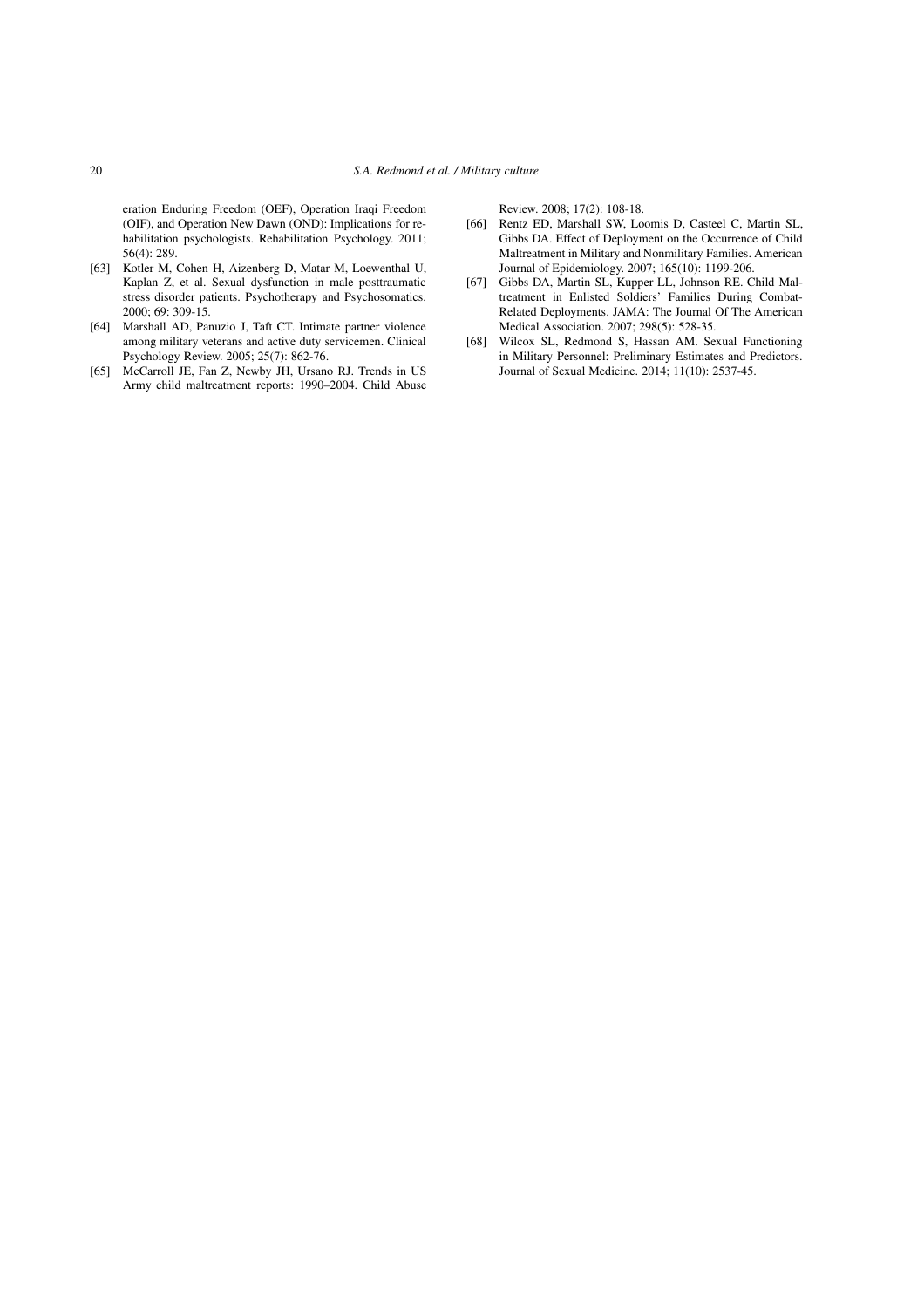eration Enduring Freedom (OEF), Operation Iraqi Freedom (OIF), and Operation New Dawn (OND): Implications for rehabilitation psychologists. Rehabilitation Psychology. 2011; 56(4): 289.

[63] Kotler M, Cohen H, Aizenberg D, Matar M, Loewenthal U, Kaplan Z, et al. Sexual dysfunction in male posttraumatic stress disorder patients. Psychotherapy and Psychosomatics. 2000; 69: 309-15.

[64] Marshall AD, Panuzio J, Taft CT. Intimate partner violence among military veterans and active duty servicemen. Clinical Psychology Review. 2005; 25(7): 862-76.

[65] McCarroll JE, Fan Z, Newby JH, Ursano RJ. Trends in US Army child maltreatment reports: 1990–2004. Child Abuse Review. 2008; 17(2): 108-18.

[66] Rentz ED, Marshall SW, Loomis D, Casteel C, Martin SL, Gibbs DA. Effect of Deployment on the Occurrence of Child Maltreatment in Military and Nonmilitary Families. American Journal of Epidemiology. 2007; 165(10): 1199-206.

[67] Gibbs DA, Martin SL, Kupper LL, Johnson RE. Child Maltreatment in Enlisted Soldiers' Families During Combat-Related Deployments. JAMA: The Journal Of The American Medical Association. 2007; 298(5): 528-35.

[68] Wilcox SL, Redmond S, Hassan AM. Sexual Functioning in Military Personnel: Preliminary Estimates and Predictors. Journal of Sexual Medicine. 2014; 11(10): 2537-45.